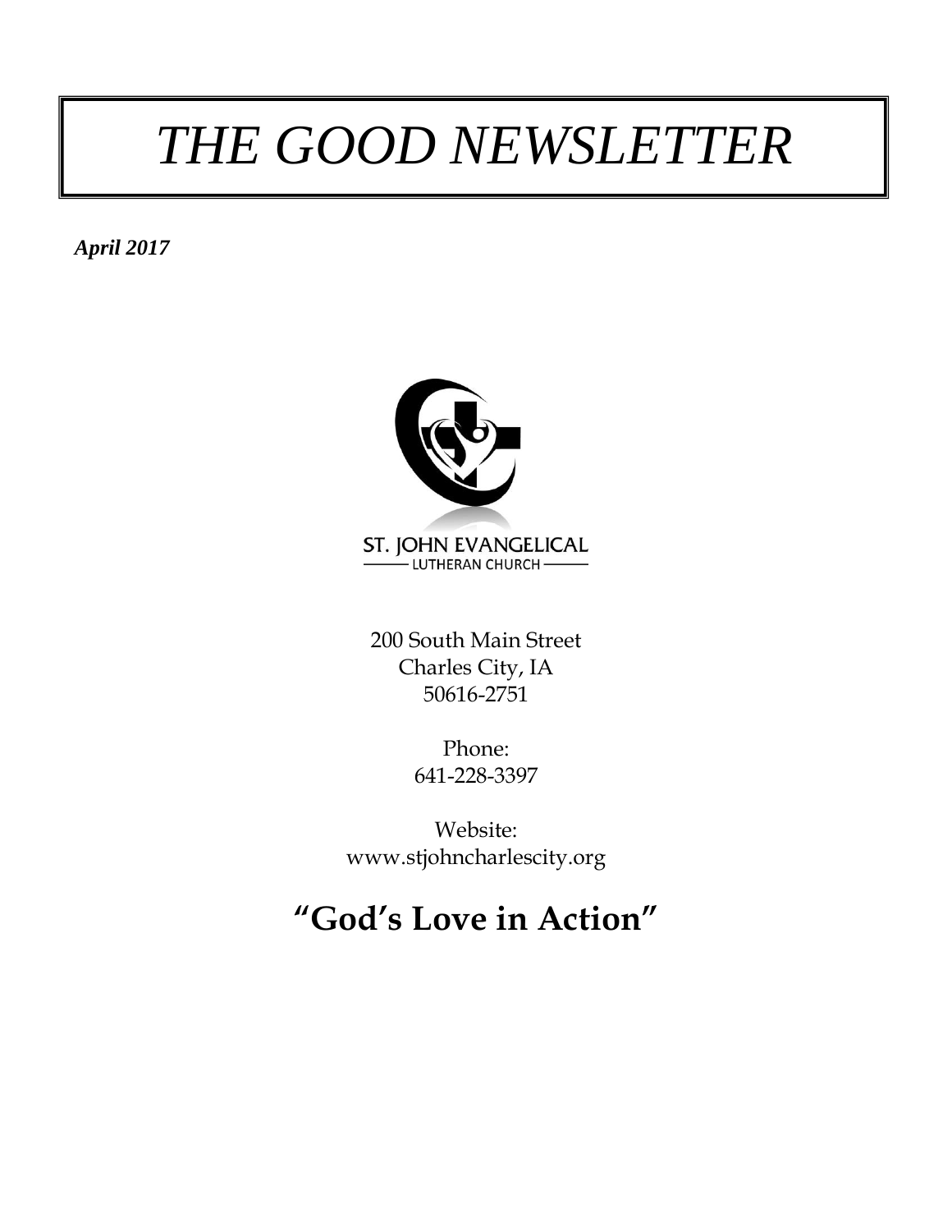# *THE GOOD NEWSLETTER*

***April 2017***

ST. JOHN EVANGELICAL
LUTHERAN CHURCH

200 South Main Street
Charles City, IA
50616-2751

Phone:
641-228-3397

Website:
www.stjohncharlescity.org

## **"God's Love in Action"**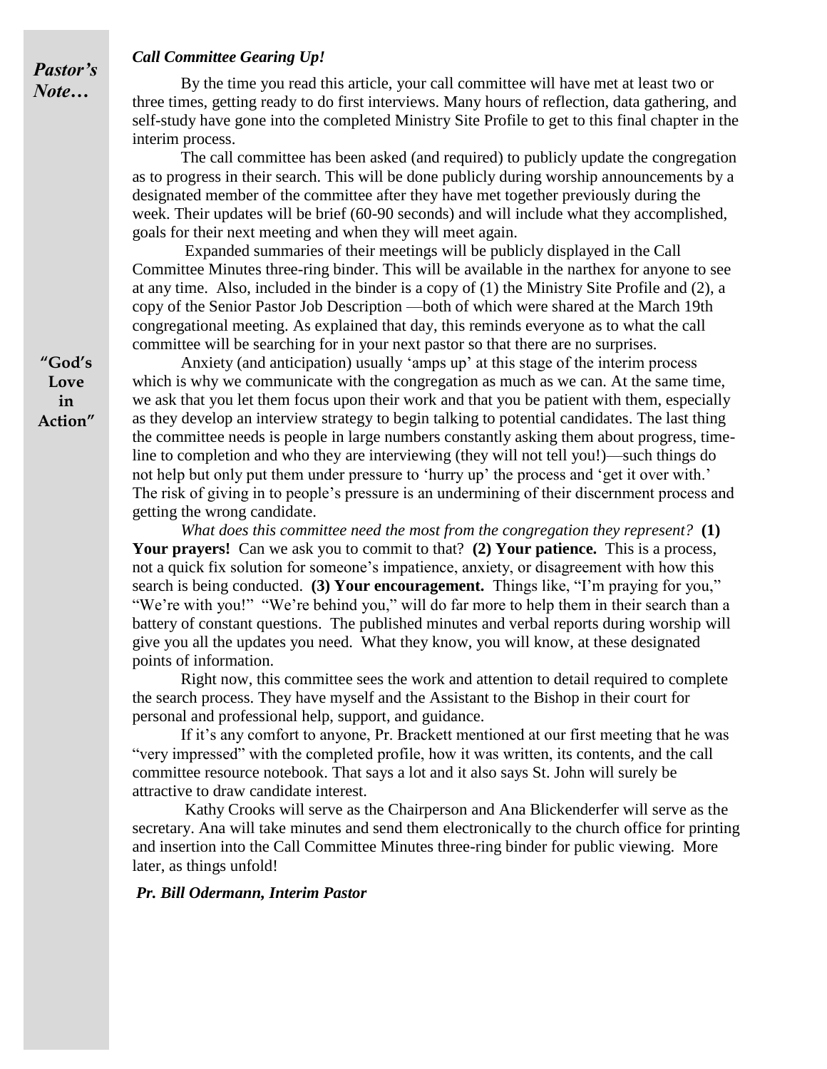## *Pastor's Note…*

### *Call Committee Gearing Up!*

By the time you read this article, your call committee will have met at least two or three times, getting ready to do first interviews. Many hours of reflection, data gathering, and self-study have gone into the completed Ministry Site Profile to get to this final chapter in the interim process.

The call committee has been asked (and required) to publicly update the congregation as to progress in their search. This will be done publicly during worship announcements by a designated member of the committee after they have met together previously during the week. Their updates will be brief (60-90 seconds) and will include what they accomplished, goals for their next meeting and when they will meet again.

Expanded summaries of their meetings will be publicly displayed in the Call Committee Minutes three-ring binder. This will be available in the narthex for anyone to see at any time. Also, included in the binder is a copy of (1) the Ministry Site Profile and (2), a copy of the Senior Pastor Job Description —both of which were shared at the March 19th congregational meeting. As explained that day, this reminds everyone as to what the call committee will be searching for in your next pastor so that there are no surprises.

Anxiety (and anticipation) usually 'amps up' at this stage of the interim process which is why we communicate with the congregation as much as we can. At the same time, we ask that you let them focus upon their work and that you be patient with them, especially as they develop an interview strategy to begin talking to potential candidates. The last thing the committee needs is people in large numbers constantly asking them about progress, time-line to completion and who they are interviewing (they will not tell you!)—such things do not help but only put them under pressure to 'hurry up' the process and 'get it over with.' The risk of giving in to people's pressure is an undermining of their discernment process and getting the wrong candidate.

*What does this committee need the most from the congregation they represent?* **(1) Your prayers!** Can we ask you to commit to that? **(2) Your patience.** This is a process, not a quick fix solution for someone's impatience, anxiety, or disagreement with how this search is being conducted. **(3) Your encouragement.** Things like, "I'm praying for you," "We're with you!" "We're behind you," will do far more to help them in their search than a battery of constant questions. The published minutes and verbal reports during worship will give you all the updates you need. What they know, you will know, at these designated points of information.

Right now, this committee sees the work and attention to detail required to complete the search process. They have myself and the Assistant to the Bishop in their court for personal and professional help, support, and guidance.

If it's any comfort to anyone, Pr. Brackett mentioned at our first meeting that he was "very impressed" with the completed profile, how it was written, its contents, and the call committee resource notebook. That says a lot and it also says St. John will surely be attractive to draw candidate interest.

Kathy Crooks will serve as the Chairperson and Ana Blickenderfer will serve as the secretary. Ana will take minutes and send them electronically to the church office for printing and insertion into the Call Committee Minutes three-ring binder for public viewing. More later, as things unfold!

***Pr. Bill Odermann, Interim Pastor***

**"God's Love in Action"**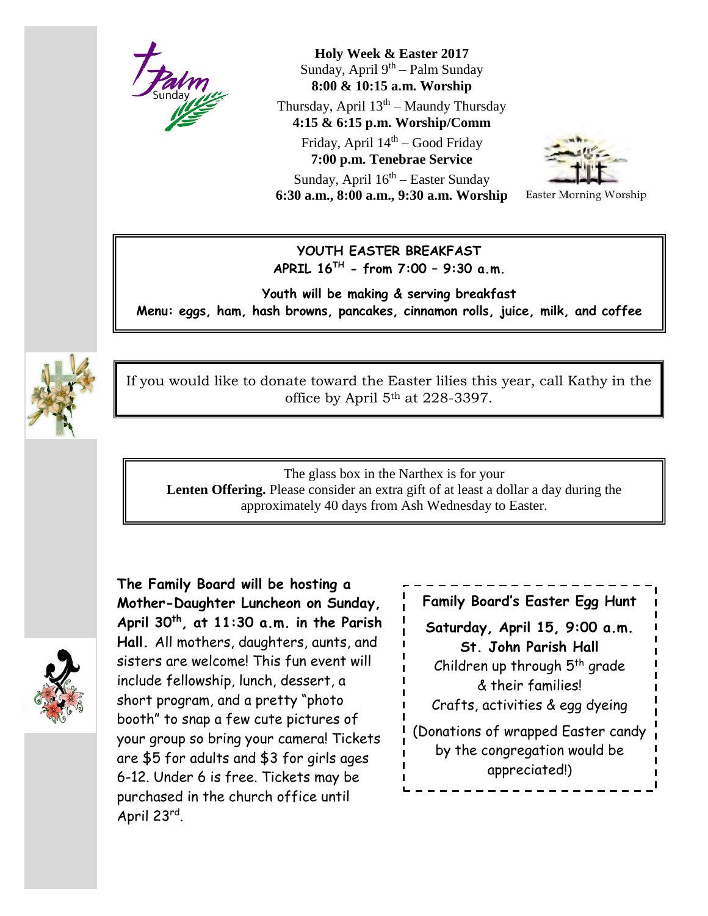**Holy Week & Easter 2017**

Sunday, April 9th – Palm Sunday
**8:00 & 10:15 a.m. Worship**

Thursday, April 13th – Maundy Thursday
**4:15 & 6:15 p.m. Worship/Comm**

Friday, April 14th – Good Friday
**7:00 p.m. Tenebrae Service**

Sunday, April 16th – Easter Sunday
**6:30 a.m., 8:00 a.m., 9:30 a.m. Worship**

Easter Morning Worship

**YOUTH EASTER BREAKFAST**
**APRIL 16TH - from 7:00 – 9:30 a.m.**

**Youth will be making & serving breakfast**
**Menu: eggs, ham, hash browns, pancakes, cinnamon rolls, juice, milk, and coffee**

If you would like to donate toward the Easter lilies this year, call Kathy in the office by April 5th at 228-3397.

The glass box in the Narthex is for your **Lenten Offering.** Please consider an extra gift of at least a dollar a day during the approximately 40 days from Ash Wednesday to Easter.

**The Family Board will be hosting a Mother-Daughter Luncheon on Sunday, April 30th, at 11:30 a.m. in the Parish Hall.** All mothers, daughters, aunts, and sisters are welcome! This fun event will include fellowship, lunch, dessert, a short program, and a pretty "photo booth" to snap a few cute pictures of your group so bring your camera! Tickets are $5 for adults and $3 for girls ages 6-12. Under 6 is free. Tickets may be purchased in the church office until April 23rd.

**Family Board's Easter Egg Hunt**

**Saturday, April 15, 9:00 a.m.**
**St. John Parish Hall**
Children up through 5th grade & their families!
Crafts, activities & egg dyeing

(Donations of wrapped Easter candy by the congregation would be appreciated!)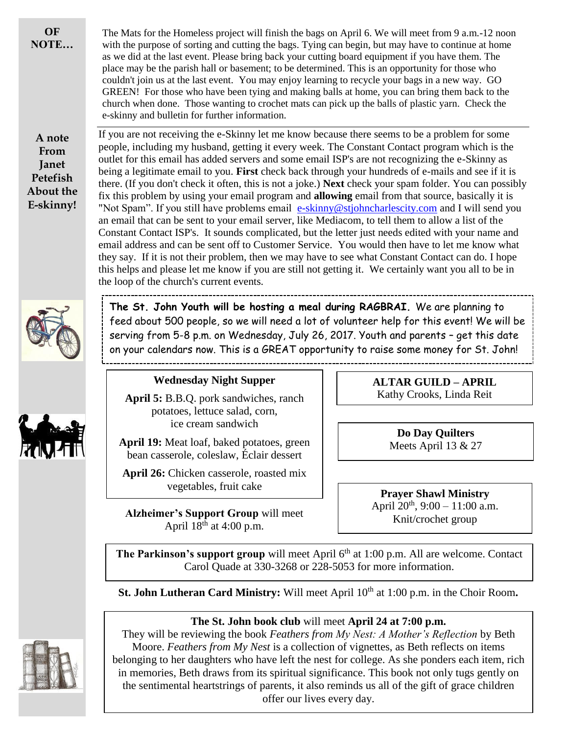**OF NOTE…**

The Mats for the Homeless project will finish the bags on April 6. We will meet from 9 a.m.-12 noon with the purpose of sorting and cutting the bags. Tying can begin, but may have to continue at home as we did at the last event. Please bring back your cutting board equipment if you have them. The place may be the parish hall or basement; to be determined. This is an opportunity for those who couldn't join us at the last event. You may enjoy learning to recycle your bags in a new way. GO GREEN! For those who have been tying and making balls at home, you can bring them back to the church when done. Those wanting to crochet mats can pick up the balls of plastic yarn. Check the e-skinny and bulletin for further information.

---

**A note From Janet Petefish About the E-skinny!**

If you are not receiving the e-Skinny let me know because there seems to be a problem for some people, including my husband, getting it every week. The Constant Contact program which is the outlet for this email has added servers and some email ISP's are not recognizing the e-Skinny as being a legitimate email to you. **First** check back through your hundreds of e-mails and see if it is there. (If you don't check it often, this is not a joke.) **Next** check your spam folder. You can possibly fix this problem by using your email program and **allowing** email from that source, basically it is "Not Spam". If you still have problems email e-skinny@stjohncharlescity.com and I will send you an email that can be sent to your email server, like Mediacom, to tell them to allow a list of the Constant Contact ISP's. It sounds complicated, but the letter just needs edited with your name and email address and can be sent off to Customer Service. You would then have to let me know what they say. If it is not their problem, then we may have to see what Constant Contact can do. I hope this helps and please let me know if you are still not getting it. We certainly want you all to be in the loop of the church's current events.

---

**The St. John Youth will be hosting a meal during RAGBRAI.** We are planning to feed about 500 people, so we will need a lot of volunteer help for this event! We will be serving from 5-8 p.m. on Wednesday, July 26, 2017. Youth and parents – get this date on your calendars now. This is a GREAT opportunity to raise some money for St. John!

**Wednesday Night Supper**

**April 5:** B.B.Q. pork sandwiches, ranch potatoes, lettuce salad, corn, ice cream sandwich

**April 19:** Meat loaf, baked potatoes, green bean casserole, coleslaw, Éclair dessert

**April 26:** Chicken casserole, roasted mix vegetables, fruit cake

**ALTAR GUILD – APRIL**
Kathy Crooks, Linda Reit

**Do Day Quilters**
Meets April 13 & 27

**Alzheimer's Support Group** will meet April 18th at 4:00 p.m.

**Prayer Shawl Ministry**
April 20th, 9:00 – 11:00 a.m.
Knit/crochet group

**The Parkinson's support group** will meet April 6th at 1:00 p.m. All are welcome. Contact Carol Quade at 330-3268 or 228-5053 for more information.

**St. John Lutheran Card Ministry:** Will meet April 10th at 1:00 p.m. in the Choir Room**.**

**The St. John book club** will meet **April 24 at 7:00 p.m.**
They will be reviewing the book *Feathers from My Nest: A Mother's Reflection* by Beth Moore. *Feathers from My Nest* is a collection of vignettes, as Beth reflects on items belonging to her daughters who have left the nest for college. As she ponders each item, rich in memories, Beth draws from its spiritual significance. This book not only tugs gently on the sentimental heartstrings of parents, it also reminds us all of the gift of grace children offer our lives every day.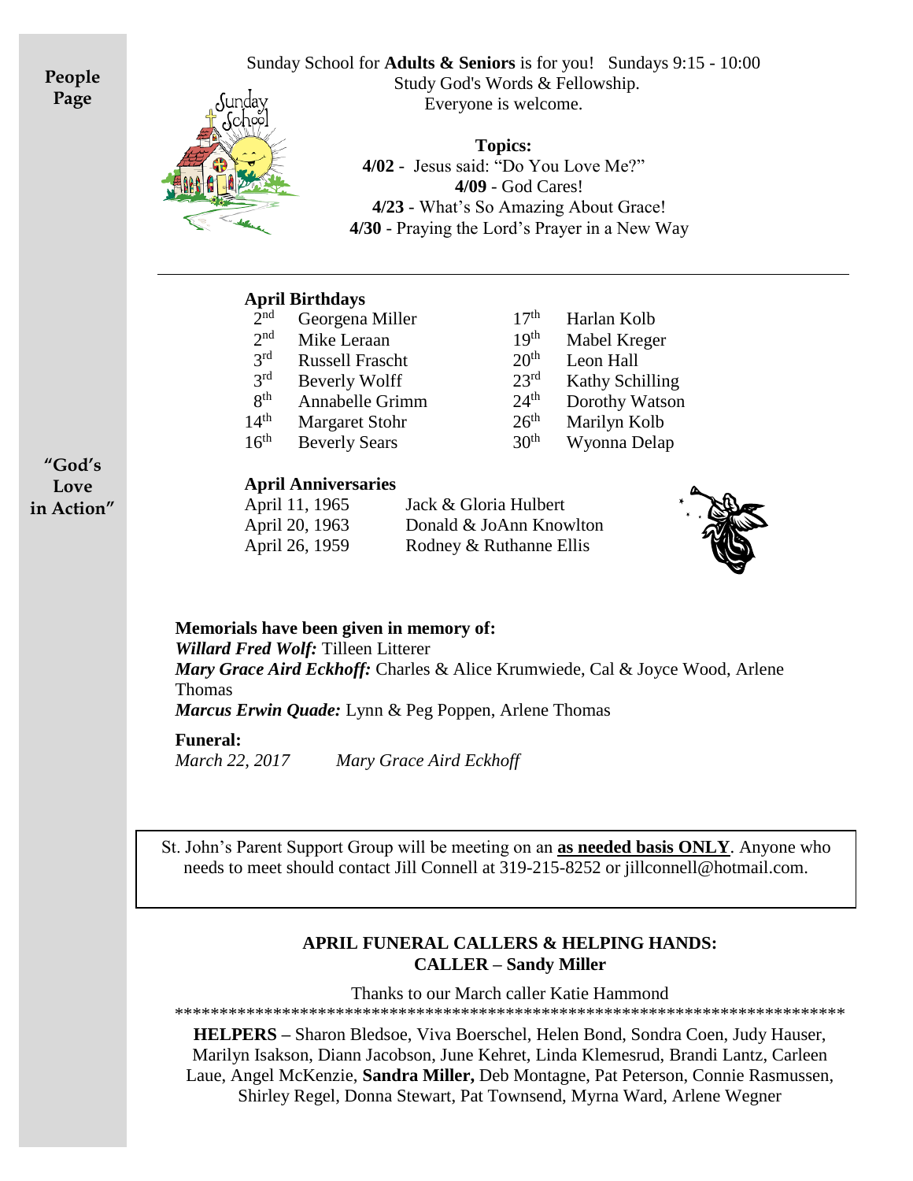**People Page**

Sunday School for **Adults & Seniors** is for you! Sundays 9:15 - 10:00
Study God's Words & Fellowship.
Everyone is welcome.

**Topics:**

**4/02** - Jesus said: "Do You Love Me?"
**4/09** - God Cares!
**4/23** - What's So Amazing About Grace!
**4/30** - Praying the Lord's Prayer in a New Way

---

**"God's Love in Action"**

### April Birthdays

| | | | |
|---|---|---|---|
| 2nd | Georgena Miller | 17th | Harlan Kolb |
| 2nd | Mike Leraan | 19th | Mabel Kreger |
| 3rd | Russell Fraschт | 20th | Leon Hall |
| 3rd | Beverly Wolff | 23rd | Kathy Schilling |
| 8th | Annabelle Grimm | 24th | Dorothy Watson |
| 14th | Margaret Stohr | 26th | Marilyn Kolb |
| 16th | Beverly Sears | 30th | Wyonna Delap |

### April Anniversaries

| | |
|---|---|
| April 11, 1965 | Jack & Gloria Hulbert |
| April 20, 1963 | Donald & JoAnn Knowlton |
| April 26, 1959 | Rodney & Ruthanne Ellis |

**Memorials have been given in memory of:**

***Willard Fred Wolf:*** Tilleen Litterer
***Mary Grace Aird Eckhoff:*** Charles & Alice Krumwiede, Cal & Joyce Wood, Arlene Thomas
***Marcus Erwin Quade:*** Lynn & Peg Poppen, Arlene Thomas

**Funeral:**
*March 22, 2017* *Mary Grace Aird Eckhoff*

St. John's Parent Support Group will be meeting on an **as needed basis ONLY**. Anyone who needs to meet should contact Jill Connell at 319-215-8252 or jillconnell@hotmail.com.

**APRIL FUNERAL CALLERS & HELPING HANDS:**
**CALLER – Sandy Miller**

Thanks to our March caller Katie Hammond

*****************************************************************************

**HELPERS –** Sharon Bledsoe, Viva Boerschel, Helen Bond, Sondra Coen, Judy Hauser, Marilyn Isakson, Diann Jacobson, June Kehret, Linda Klemesrud, Brandi Lantz, Carleen Laue, Angel McKenzie, **Sandra Miller,** Deb Montagne, Pat Peterson, Connie Rasmussen, Shirley Regel, Donna Stewart, Pat Townsend, Myrna Ward, Arlene Wegner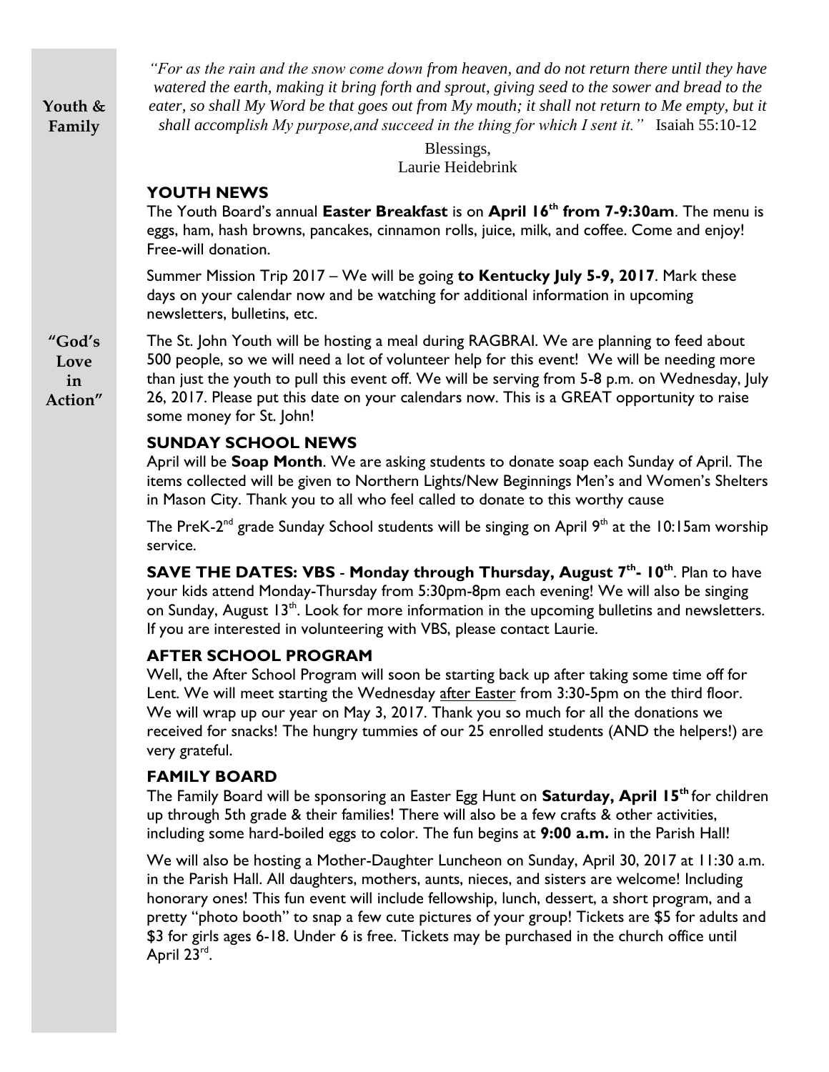**Youth & Family**

*"For as the rain and the snow come down from heaven, and do not return there until they have watered the earth, making it bring forth and sprout, giving seed to the sower and bread to the eater, so shall My Word be that goes out from My mouth; it shall not return to Me empty, but it shall accomplish My purpose,and succeed in the thing for which I sent it."* Isaiah 55:10-12

Blessings,
Laurie Heidebrink

## YOUTH NEWS

The Youth Board's annual **Easter Breakfast** is on **April 16th from 7-9:30am**. The menu is eggs, ham, hash browns, pancakes, cinnamon rolls, juice, milk, and coffee. Come and enjoy! Free-will donation.

Summer Mission Trip 2017 – We will be going **to Kentucky July 5-9, 2017**. Mark these days on your calendar now and be watching for additional information in upcoming newsletters, bulletins, etc.

**"God's Love in Action"**

The St. John Youth will be hosting a meal during RAGBRAI. We are planning to feed about 500 people, so we will need a lot of volunteer help for this event! We will be needing more than just the youth to pull this event off. We will be serving from 5-8 p.m. on Wednesday, July 26, 2017. Please put this date on your calendars now. This is a GREAT opportunity to raise some money for St. John!

## SUNDAY SCHOOL NEWS

April will be **Soap Month**. We are asking students to donate soap each Sunday of April. The items collected will be given to Northern Lights/New Beginnings Men's and Women's Shelters in Mason City. Thank you to all who feel called to donate to this worthy cause

The PreK-2nd grade Sunday School students will be singing on April 9th at the 10:15am worship service.

**SAVE THE DATES: VBS - Monday through Thursday, August 7th- 10th**. Plan to have your kids attend Monday-Thursday from 5:30pm-8pm each evening! We will also be singing on Sunday, August 13th. Look for more information in the upcoming bulletins and newsletters. If you are interested in volunteering with VBS, please contact Laurie.

## AFTER SCHOOL PROGRAM

Well, the After School Program will soon be starting back up after taking some time off for Lent. We will meet starting the Wednesday after Easter from 3:30-5pm on the third floor. We will wrap up our year on May 3, 2017. Thank you so much for all the donations we received for snacks! The hungry tummies of our 25 enrolled students (AND the helpers!) are very grateful.

## FAMILY BOARD

The Family Board will be sponsoring an Easter Egg Hunt on **Saturday, April 15th** for children up through 5th grade & their families! There will also be a few crafts & other activities, including some hard-boiled eggs to color. The fun begins at **9:00 a.m.** in the Parish Hall!

We will also be hosting a Mother-Daughter Luncheon on Sunday, April 30, 2017 at 11:30 a.m. in the Parish Hall. All daughters, mothers, aunts, nieces, and sisters are welcome! Including honorary ones! This fun event will include fellowship, lunch, dessert, a short program, and a pretty "photo booth" to snap a few cute pictures of your group! Tickets are $5 for adults and $3 for girls ages 6-18. Under 6 is free. Tickets may be purchased in the church office until April 23rd.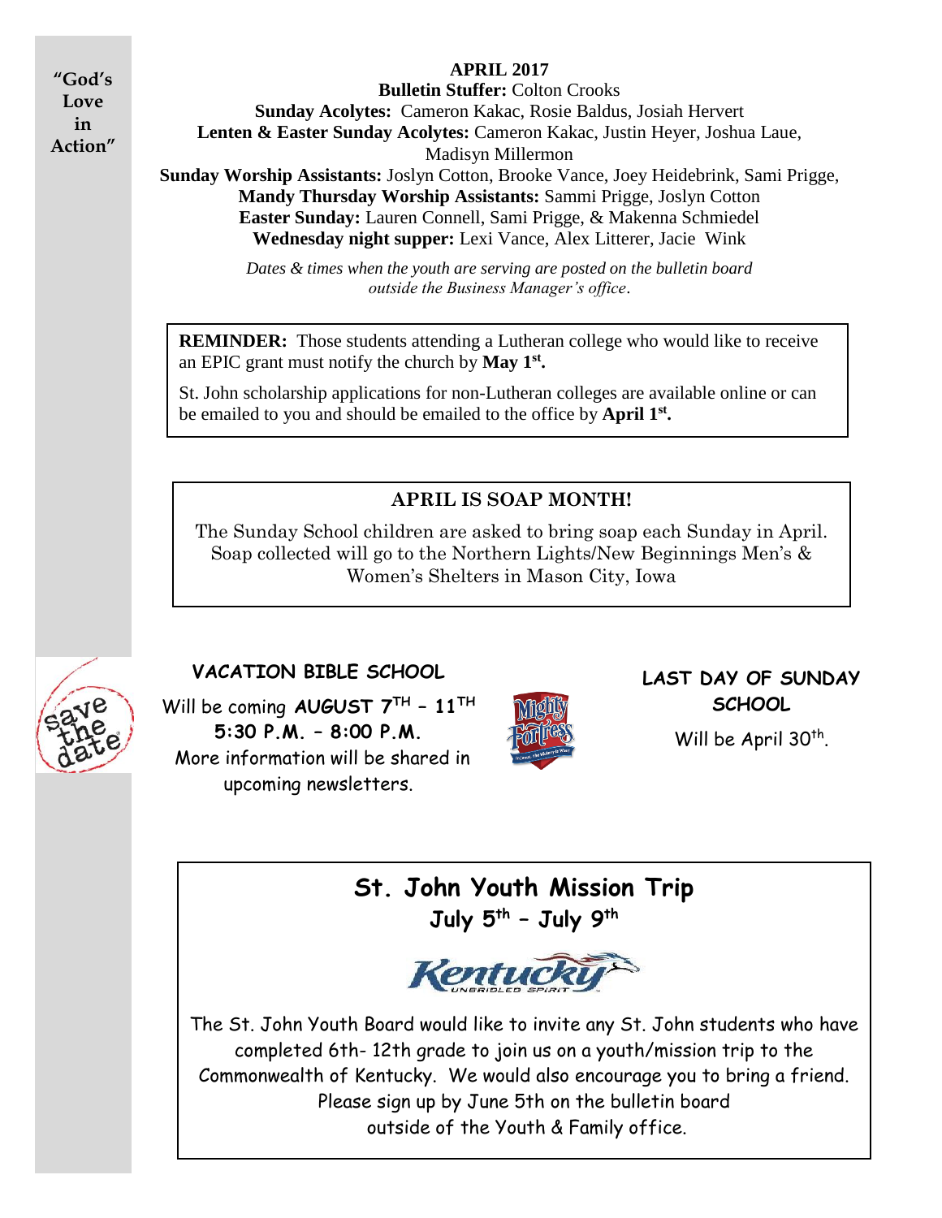"God's Love in Action"

**APRIL 2017**

**Bulletin Stuffer:** Colton Crooks
**Sunday Acolytes:** Cameron Kakac, Rosie Baldus, Josiah Hervert
**Lenten & Easter Sunday Acolytes:** Cameron Kakac, Justin Heyer, Joshua Laue, Madisyn Millermon
**Sunday Worship Assistants:** Joslyn Cotton, Brooke Vance, Joey Heidebrink, Sami Prigge,
**Mandy Thursday Worship Assistants:** Sammi Prigge, Joslyn Cotton
**Easter Sunday:** Lauren Connell, Sami Prigge, & Makenna Schmiedel
**Wednesday night supper:** Lexi Vance, Alex Litterer, Jacie Wink

*Dates & times when the youth are serving are posted on the bulletin board outside the Business Manager's office.*

**REMINDER:** Those students attending a Lutheran college who would like to receive an EPIC grant must notify the church by **May 1st.**

St. John scholarship applications for non-Lutheran colleges are available online or can be emailed to you and should be emailed to the office by **April 1st.**

**APRIL IS SOAP MONTH!**

The Sunday School children are asked to bring soap each Sunday in April. Soap collected will go to the Northern Lights/New Beginnings Men's & Women's Shelters in Mason City, Iowa

save the date

**VACATION BIBLE SCHOOL**

Will be coming **AUGUST 7TH – 11TH**
**5:30 P.M. – 8:00 P.M.**
More information will be shared in upcoming newsletters.

**LAST DAY OF SUNDAY SCHOOL**

Will be April 30th.

## St. John Youth Mission Trip

**July 5th – July 9th**

Kentucky UNBRIDLED SPIRIT

The St. John Youth Board would like to invite any St. John students who have completed 6th- 12th grade to join us on a youth/mission trip to the Commonwealth of Kentucky. We would also encourage you to bring a friend. Please sign up by June 5th on the bulletin board outside of the Youth & Family office.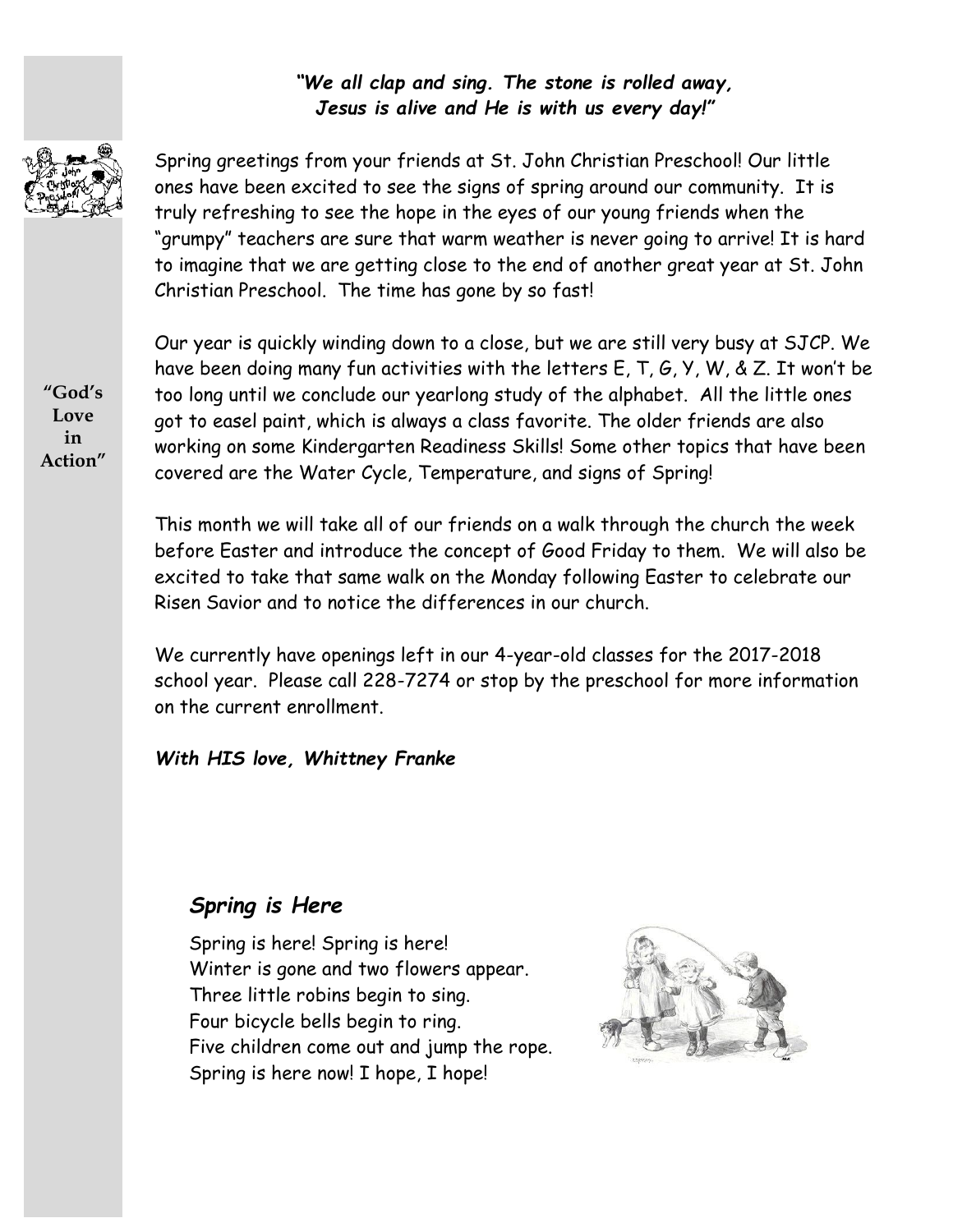***"We all clap and sing. The stone is rolled away,***
***Jesus is alive and He is with us every day!"***

**"God's Love in Action"**

Spring greetings from your friends at St. John Christian Preschool! Our little ones have been excited to see the signs of spring around our community. It is truly refreshing to see the hope in the eyes of our young friends when the "grumpy" teachers are sure that warm weather is never going to arrive! It is hard to imagine that we are getting close to the end of another great year at St. John Christian Preschool. The time has gone by so fast!

Our year is quickly winding down to a close, but we are still very busy at SJCP. We have been doing many fun activities with the letters E, T, G, Y, W, & Z. It won't be too long until we conclude our yearlong study of the alphabet. All the little ones got to easel paint, which is always a class favorite. The older friends are also working on some Kindergarten Readiness Skills! Some other topics that have been covered are the Water Cycle, Temperature, and signs of Spring!

This month we will take all of our friends on a walk through the church the week before Easter and introduce the concept of Good Friday to them. We will also be excited to take that same walk on the Monday following Easter to celebrate our Risen Savior and to notice the differences in our church.

We currently have openings left in our 4-year-old classes for the 2017-2018 school year. Please call 228-7274 or stop by the preschool for more information on the current enrollment.

***With HIS love, Whittney Franke***

## *Spring is Here*

Spring is here! Spring is here!
Winter is gone and two flowers appear.
Three little robins begin to sing.
Four bicycle bells begin to ring.
Five children come out and jump the rope.
Spring is here now! I hope, I hope!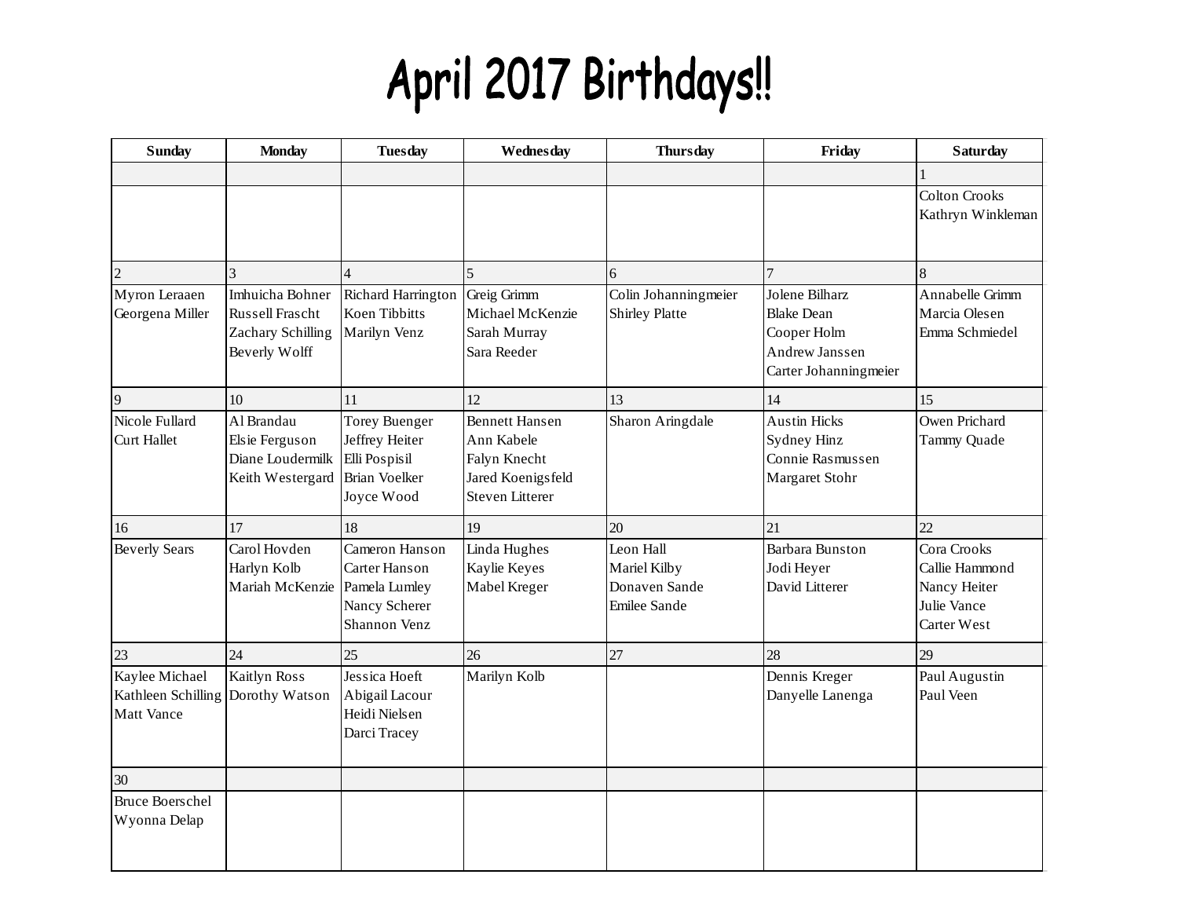# April 2017 Birthdays!!

| Sunday | Monday | Tuesday | Wednesday | Thursday | Friday | Saturday |
|---|---|---|---|---|---|---|
| | | | | | | 1 |
| | | | | | | Colton Crooks<br>Kathryn Winkleman |
| 2 | 3 | 4 | 5 | 6 | 7 | 8 |
| Myron Leraaen<br>Georgena Miller | Imhuicha Bohner<br>Russell Frascht<br>Zachary Schilling<br>Beverly Wolff | Richard Harrington<br>Koen Tibbitts<br>Marilyn Venz | Greig Grimm<br>Michael McKenzie<br>Sarah Murray<br>Sara Reeder | Colin Johanningmeier<br>Shirley Platte | Jolene Bilharz<br>Blake Dean<br>Cooper Holm<br>Andrew Janssen<br>Carter Johanningmeier | Annabelle Grimm<br>Marcia Olesen<br>Emma Schmiedel |
| 9 | 10 | 11 | 12 | 13 | 14 | 15 |
| Nicole Fullard<br>Curt Hallet | Al Brandau<br>Elsie Ferguson<br>Diane Loudermilk<br>Keith Westergard | Torey Buenger<br>Jeffrey Heiter<br>Elli Pospisil<br>Brian Voelker<br>Joyce Wood | Bennett Hansen<br>Ann Kabele<br>Falyn Knecht<br>Jared Koenigsfeld<br>Steven Litterer | Sharon Aringdale | Austin Hicks<br>Sydney Hinz<br>Connie Rasmussen<br>Margaret Stohr | Owen Prichard<br>Tammy Quade |
| 16 | 17 | 18 | 19 | 20 | 21 | 22 |
| Beverly Sears | Carol Hovden<br>Harlyn Kolb<br>Mariah McKenzie | Cameron Hanson<br>Carter Hanson<br>Pamela Lumley<br>Nancy Scherer<br>Shannon Venz | Linda Hughes<br>Kaylie Keyes<br>Mabel Kreger | Leon Hall<br>Mariel Kilby<br>Donaven Sande<br>Emilee Sande | Barbara Bunston<br>Jodi Heyer<br>David Litterer | Cora Crooks<br>Callie Hammond<br>Nancy Heiter<br>Julie Vance<br>Carter West |
| 23 | 24 | 25 | 26 | 27 | 28 | 29 |
| Kaylee Michael<br>Kathleen Schilling<br>Matt Vance | Kaitlyn Ross<br>Dorothy Watson | Jessica Hoeft<br>Abigail Lacour<br>Heidi Nielsen<br>Darci Tracey | Marilyn Kolb | | Dennis Kreger<br>Danyelle Lanenga | Paul Augustin<br>Paul Veen |
| 30 | | | | | | |
| Bruce Boerschel<br>Wyonna Delap | | | | | | |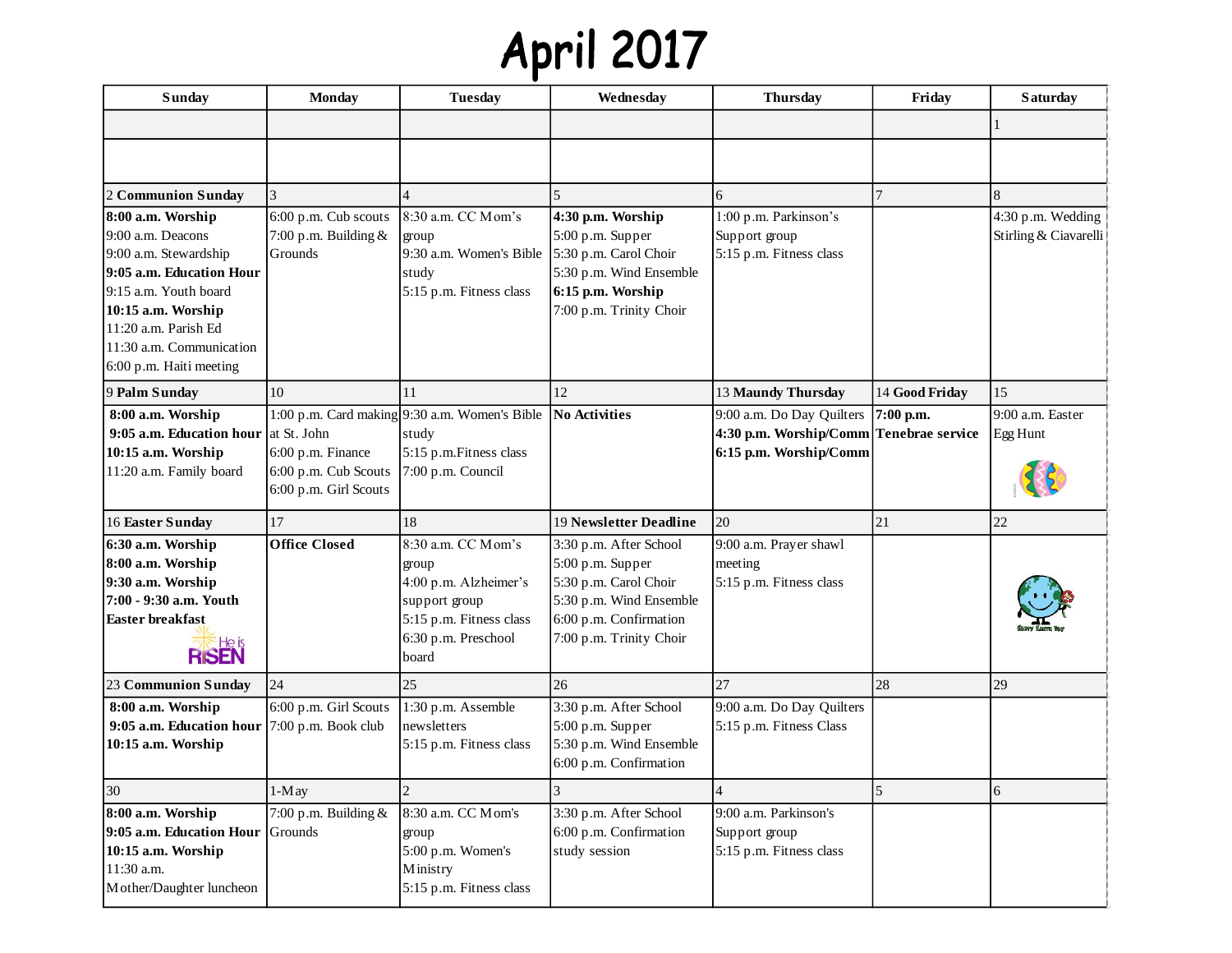# April 2017

| Sunday | Monday | Tuesday | Wednesday | Thursday | Friday | Saturday |
|---|---|---|---|---|---|---|
| | | | | | | 1 |
| | | | | | | |
| 2 **Communion Sunday** | 3 | 4 | 5 | 6 | 7 | 8 |
| **8:00 a.m. Worship**<br>9:00 a.m. Deacons<br>9:00 a.m. Stewardship<br>**9:05 a.m. Education Hour**<br>9:15 a.m. Youth board<br>**10:15 a.m. Worship**<br>11:20 a.m. Parish Ed<br>11:30 a.m. Communication<br>6:00 p.m. Haiti meeting | 6:00 p.m. Cub scouts<br>7:00 p.m. Building & Grounds | 8:30 a.m. CC Mom's group<br>9:30 a.m. Women's Bible study<br>5:15 p.m. Fitness class | **4:30 p.m. Worship**<br>5:00 p.m. Supper<br>5:30 p.m. Carol Choir<br>5:30 p.m. Wind Ensemble<br>**6:15 p.m. Worship**<br>7:00 p.m. Trinity Choir | 1:00 p.m. Parkinson's Support group<br>5:15 p.m. Fitness class | | 4:30 p.m. Wedding Stirling & Ciavarelli |
| 9 **Palm Sunday** | 10 | 11 | 12 | 13 **Maundy Thursday** | 14 **Good Friday** | 15 |
| **8:00 a.m. Worship**<br>**9:05 a.m. Education hour**<br>**10:15 a.m. Worship**<br>11:20 a.m. Family board | 1:00 p.m. Card making at St. John<br>6:00 p.m. Finance<br>6:00 p.m. Cub Scouts<br>6:00 p.m. Girl Scouts | 9:30 a.m. Women's Bible study<br>5:15 p.m.Fitness class<br>7:00 p.m. Council | **No Activities** | 9:00 a.m. Do Day Quilters<br>**4:30 p.m. Worship/Comm**<br>**6:15 p.m. Worship/Comm** | **7:00 p.m. Tenebrae service** | 9:00 a.m. Easter Egg Hunt |
| 16 **Easter Sunday** | 17 | 18 | 19 **Newsletter Deadline** | 20 | 21 | 22 |
| **6:30 a.m. Worship**<br>**8:00 a.m. Worship**<br>**9:30 a.m. Worship**<br>**7:00 - 9:30 a.m. Youth Easter breakfast**<br>He is RISEN | **Office Closed** | 8:30 a.m. CC Mom's group<br>4:00 p.m. Alzheimer's support group<br>5:15 p.m. Fitness class<br>6:30 p.m. Preschool board | 3:30 p.m. After School<br>5:00 p.m. Supper<br>5:30 p.m. Carol Choir<br>5:30 p.m. Wind Ensemble<br>6:00 p.m. Confirmation<br>7:00 p.m. Trinity Choir | 9:00 a.m. Prayer shawl meeting<br>5:15 p.m. Fitness class | | Happy Earth Day |
| 23 **Communion Sunday** | 24 | 25 | 26 | 27 | 28 | 29 |
| **8:00 a.m. Worship**<br>**9:05 a.m. Education hour**<br>**10:15 a.m. Worship** | 6:00 p.m. Girl Scouts<br>7:00 p.m. Book club | 1:30 p.m. Assemble newsletters<br>5:15 p.m. Fitness class | 3:30 p.m. After School<br>5:00 p.m. Supper<br>5:30 p.m. Wind Ensemble<br>6:00 p.m. Confirmation | 9:00 a.m. Do Day Quilters<br>5:15 p.m. Fitness Class | | |
| 30 | 1-May | 2 | 3 | 4 | 5 | 6 |
| **8:00 a.m. Worship**<br>**9:05 a.m. Education Hour**<br>**10:15 a.m. Worship**<br>11:30 a.m. Mother/Daughter luncheon | 7:00 p.m. Building & Grounds | 8:30 a.m. CC Mom's group<br>5:00 p.m. Women's Ministry<br>5:15 p.m. Fitness class | 3:30 p.m. After School<br>6:00 p.m. Confirmation study session | 9:00 a.m. Parkinson's Support group<br>5:15 p.m. Fitness class | | |